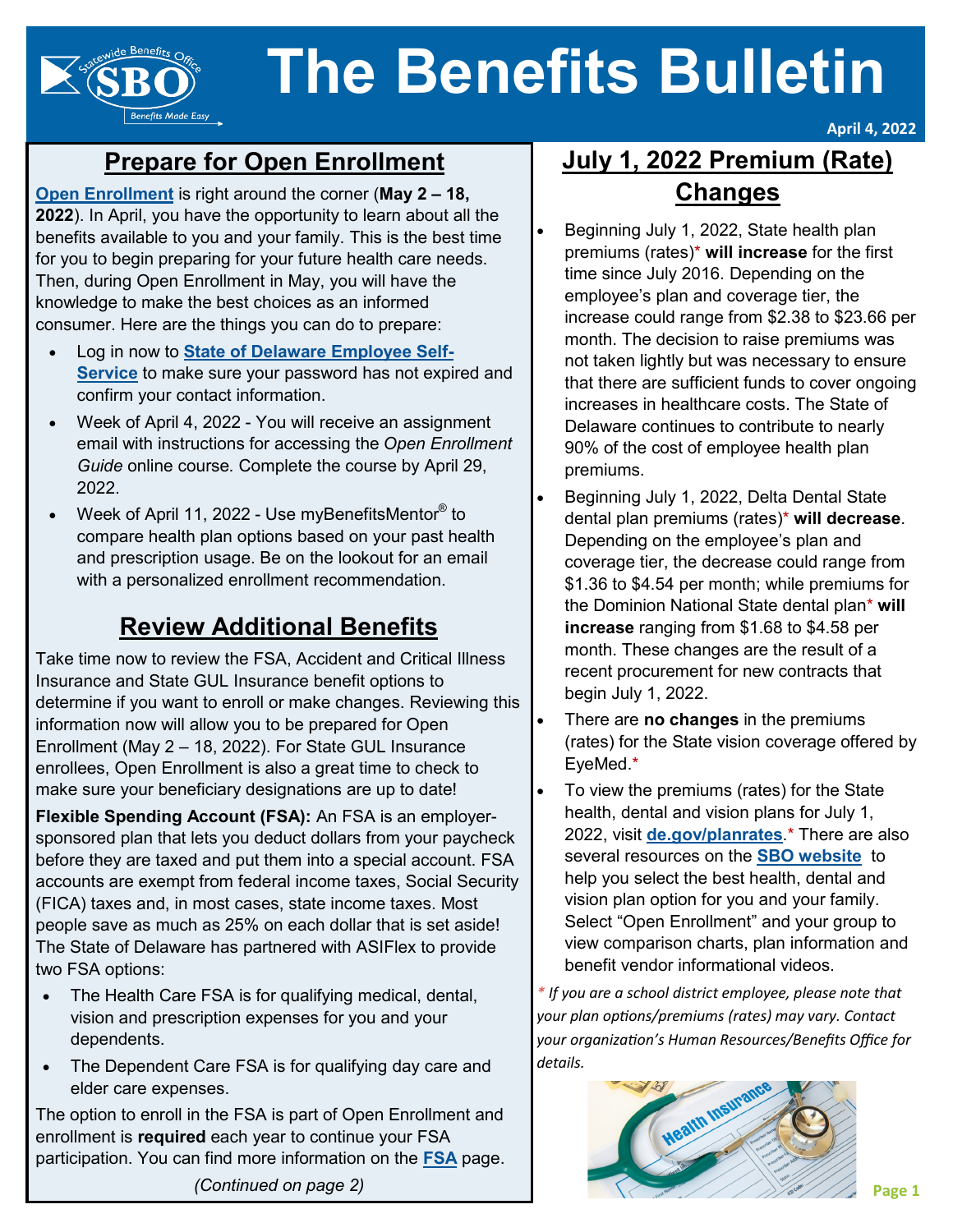# The Benefits Bulletin

April 4, 2022

## Prepare for Open Enrollment

**Open Enrollment** is right around the corner (**May 2 – 18, 2022**). In April, you have the opportunity to learn about all the benefits available to you and your family. This is the best time for you to begin preparing for your future health care needs. Then, during Open Enrollment in May, you will have the knowledge to make the best choices as an informed consumer. Here are the things you can do to prepare:

- Log in now to **State of Delaware Employee Self-Service** to make sure your password has not expired and confirm your contact information.
- Week of April 4, 2022 - You will receive an assignment email with instructions for accessing the *Open Enrollment Guide* online course. Complete the course by April 29, 2022.
- Week of April 11, 2022 - Use myBenefitsMentor® to compare health plan options based on your past health and prescription usage. Be on the lookout for an email with a personalized enrollment recommendation.

## Review Additional Benefits

Take time now to review the FSA, Accident and Critical Illness Insurance and State GUL Insurance benefit options to determine if you want to enroll or make changes. Reviewing this information now will allow you to be prepared for Open Enrollment (May 2 – 18, 2022). For State GUL Insurance enrollees, Open Enrollment is also a great time to check to make sure your beneficiary designations are up to date!

**Flexible Spending Account (FSA):** An FSA is an employer-sponsored plan that lets you deduct dollars from your paycheck before they are taxed and put them into a special account. FSA accounts are exempt from federal income taxes, Social Security (FICA) taxes and, in most cases, state income taxes. Most people save as much as 25% on each dollar that is set aside! The State of Delaware has partnered with ASIFlex to provide two FSA options:

- The Health Care FSA is for qualifying medical, dental, vision and prescription expenses for you and your dependents.
- The Dependent Care FSA is for qualifying day care and elder care expenses.

The option to enroll in the FSA is part of Open Enrollment and enrollment is **required** each year to continue your FSA participation. You can find more information on the **FSA** page.

*(Continued on page 2)*

## July 1, 2022 Premium (Rate) Changes

- Beginning July 1, 2022, State health plan premiums (rates)* **will increase** for the first time since July 2016. Depending on the employee's plan and coverage tier, the increase could range from $2.38 to $23.66 per month. The decision to raise premiums was not taken lightly but was necessary to ensure that there are sufficient funds to cover ongoing increases in healthcare costs. The State of Delaware continues to contribute to nearly 90% of the cost of employee health plan premiums.
- Beginning July 1, 2022, Delta Dental State dental plan premiums (rates)* **will decrease**. Depending on the employee's plan and coverage tier, the decrease could range from $1.36 to $4.54 per month; while premiums for the Dominion National State dental plan* **will increase** ranging from $1.68 to $4.58 per month. These changes are the result of a recent procurement for new contracts that begin July 1, 2022.
- There are **no changes** in the premiums (rates) for the State vision coverage offered by EyeMed.*
- To view the premiums (rates) for the State health, dental and vision plans for July 1, 2022, visit **de.gov/planrates**.* There are also several resources on the **SBO website** to help you select the best health, dental and vision plan option for you and your family. Select "Open Enrollment" and your group to view comparison charts, plan information and benefit vendor informational videos.

*\* If you are a school district employee, please note that your plan options/premiums (rates) may vary. Contact your organization's Human Resources/Benefits Office for details.*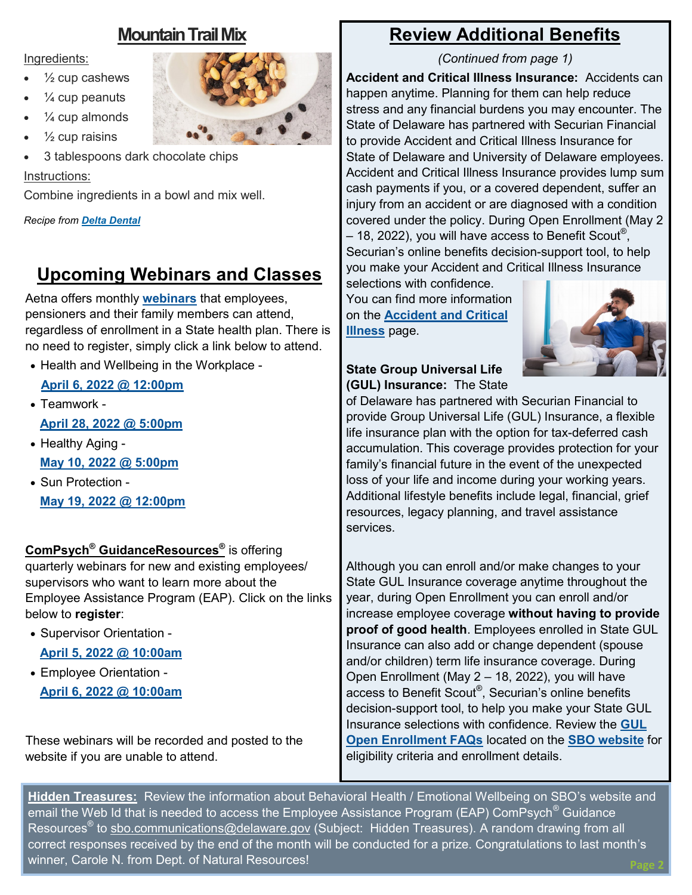## Mountain Trail Mix

Ingredients:

- ½ cup cashews
- ¼ cup peanuts
- ¼ cup almonds
- ½ cup raisins
- 3 tablespoons dark chocolate chips

Instructions:

Combine ingredients in a bowl and mix well.

*Recipe from **Delta Dental***

## Upcoming Webinars and Classes

Aetna offers monthly **webinars** that employees, pensioners and their family members can attend, regardless of enrollment in a State health plan. There is no need to register, simply click a link below to attend.

- Health and Wellbeing in the Workplace - **April 6, 2022 @ 12:00pm**
- Teamwork - **April 28, 2022 @ 5:00pm**
- Healthy Aging - **May 10, 2022 @ 5:00pm**
- Sun Protection - **May 19, 2022 @ 12:00pm**

**ComPsych® GuidanceResources®** is offering quarterly webinars for new and existing employees/ supervisors who want to learn more about the Employee Assistance Program (EAP). Click on the links below to **register**:

- Supervisor Orientation - **April 5, 2022 @ 10:00am**
- Employee Orientation - **April 6, 2022 @ 10:00am**

These webinars will be recorded and posted to the website if you are unable to attend.

## Review Additional Benefits

*(Continued from page 1)*

**Accident and Critical Illness Insurance:** Accidents can happen anytime. Planning for them can help reduce stress and any financial burdens you may encounter. The State of Delaware has partnered with Securian Financial to provide Accident and Critical Illness Insurance for State of Delaware and University of Delaware employees. Accident and Critical Illness Insurance provides lump sum cash payments if you, or a covered dependent, suffer an injury from an accident or are diagnosed with a condition covered under the policy. During Open Enrollment (May 2 – 18, 2022), you will have access to Benefit Scout®, Securian's online benefits decision-support tool, to help you make your Accident and Critical Illness Insurance selections with confidence. You can find more information on the **Accident and Critical Illness** page.

**State Group Universal Life (GUL) Insurance:** The State of Delaware has partnered with Securian Financial to provide Group Universal Life (GUL) Insurance, a flexible life insurance plan with the option for tax-deferred cash accumulation. This coverage provides protection for your family's financial future in the event of the unexpected loss of your life and income during your working years. Additional lifestyle benefits include legal, financial, grief resources, legacy planning, and travel assistance services.

Although you can enroll and/or make changes to your State GUL Insurance coverage anytime throughout the year, during Open Enrollment you can enroll and/or increase employee coverage **without having to provide proof of good health**. Employees enrolled in State GUL Insurance can also add or change dependent (spouse and/or children) term life insurance coverage. During Open Enrollment (May 2 – 18, 2022), you will have access to Benefit Scout®, Securian's online benefits decision-support tool, to help you make your State GUL Insurance selections with confidence. Review the **GUL Open Enrollment FAQs** located on the **SBO website** for eligibility criteria and enrollment details.

**Hidden Treasures:** Review the information about Behavioral Health / Emotional Wellbeing on SBO's website and email the Web Id that is needed to access the Employee Assistance Program (EAP) ComPsych® Guidance Resources® to sbo.communications@delaware.gov (Subject: Hidden Treasures). A random drawing from all correct responses received by the end of the month will be conducted for a prize. Congratulations to last month's winner, Carole N. from Dept. of Natural Resources!